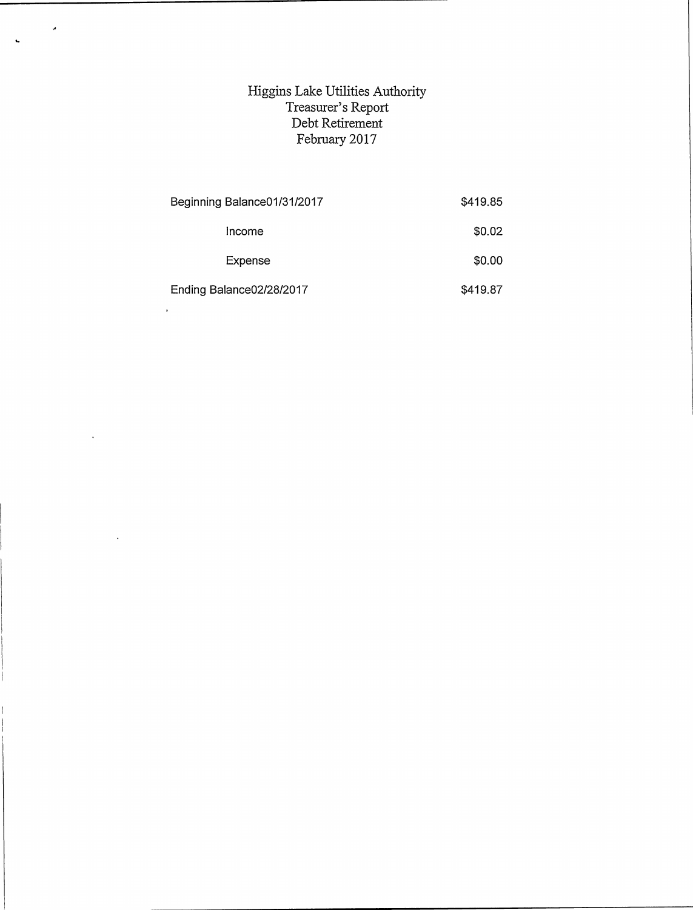# Higgins Lake Utilities Authority
## Treasurer's Report
## Debt Retirement
## February 2017

| | |
|---|---|
| Beginning Balance01/31/2017 | $419.85 |
| Income | $0.02 |
| Expense | $0.00 |
| Ending Balance02/28/2017 | $419.87 |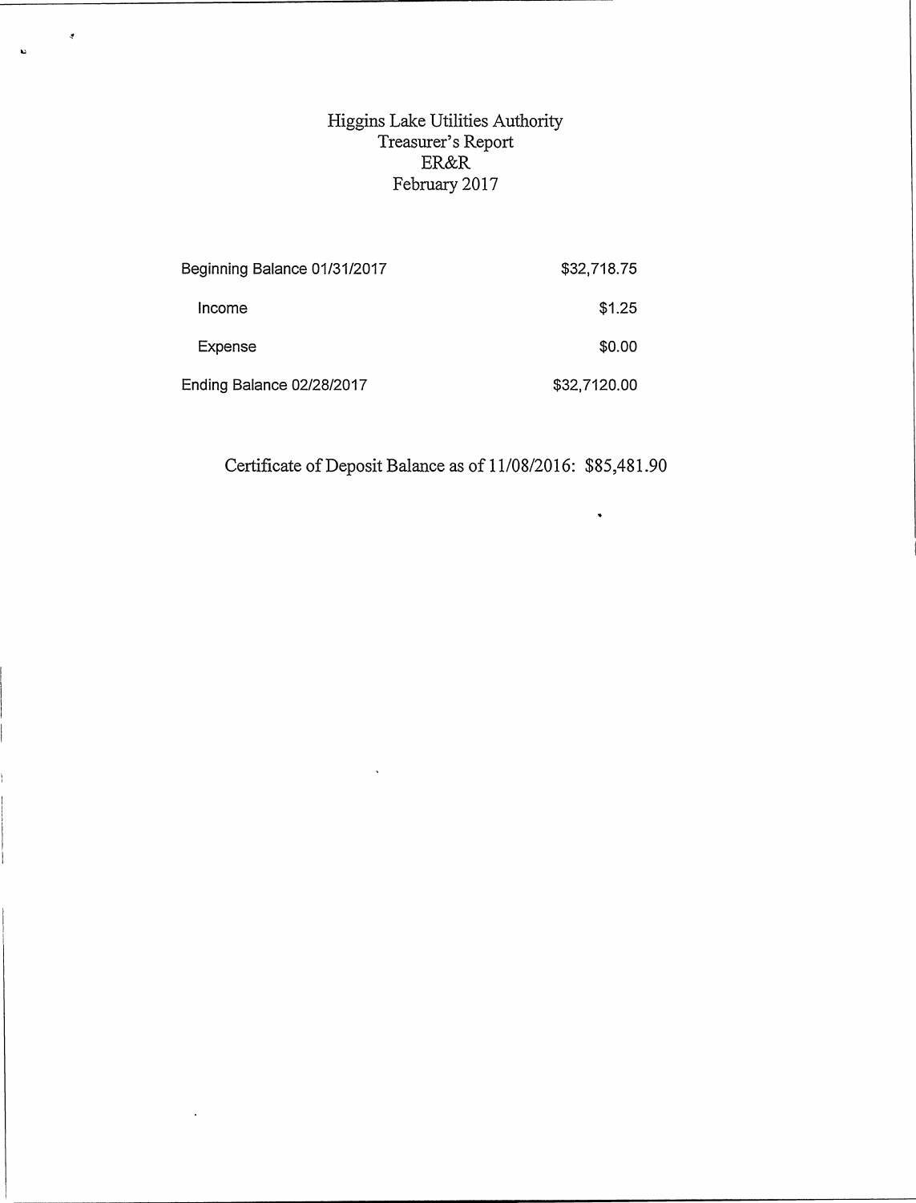# Higgins Lake Utilities Authority
## Treasurer's Report
## ER&R
## February 2017

| | |
|---|---|
| Beginning Balance 01/31/2017 | $32,718.75 |
| Income | $1.25 |
| Expense | $0.00 |
| Ending Balance 02/28/2017 | $32,7120.00 |

Certificate of Deposit Balance as of 11/08/2016: $85,481.90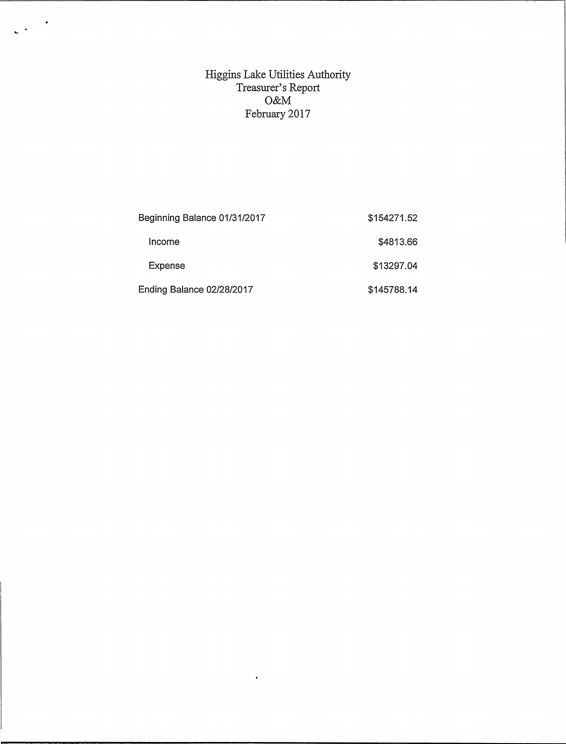# Higgins Lake Utilities Authority
## Treasurer's Report
## O&M
## February 2017

| | |
|---|---|
| Beginning Balance 01/31/2017 | $154271.52 |
| Income | $4813.66 |
| Expense | $13297.04 |
| Ending Balance 02/28/2017 | $145788.14 |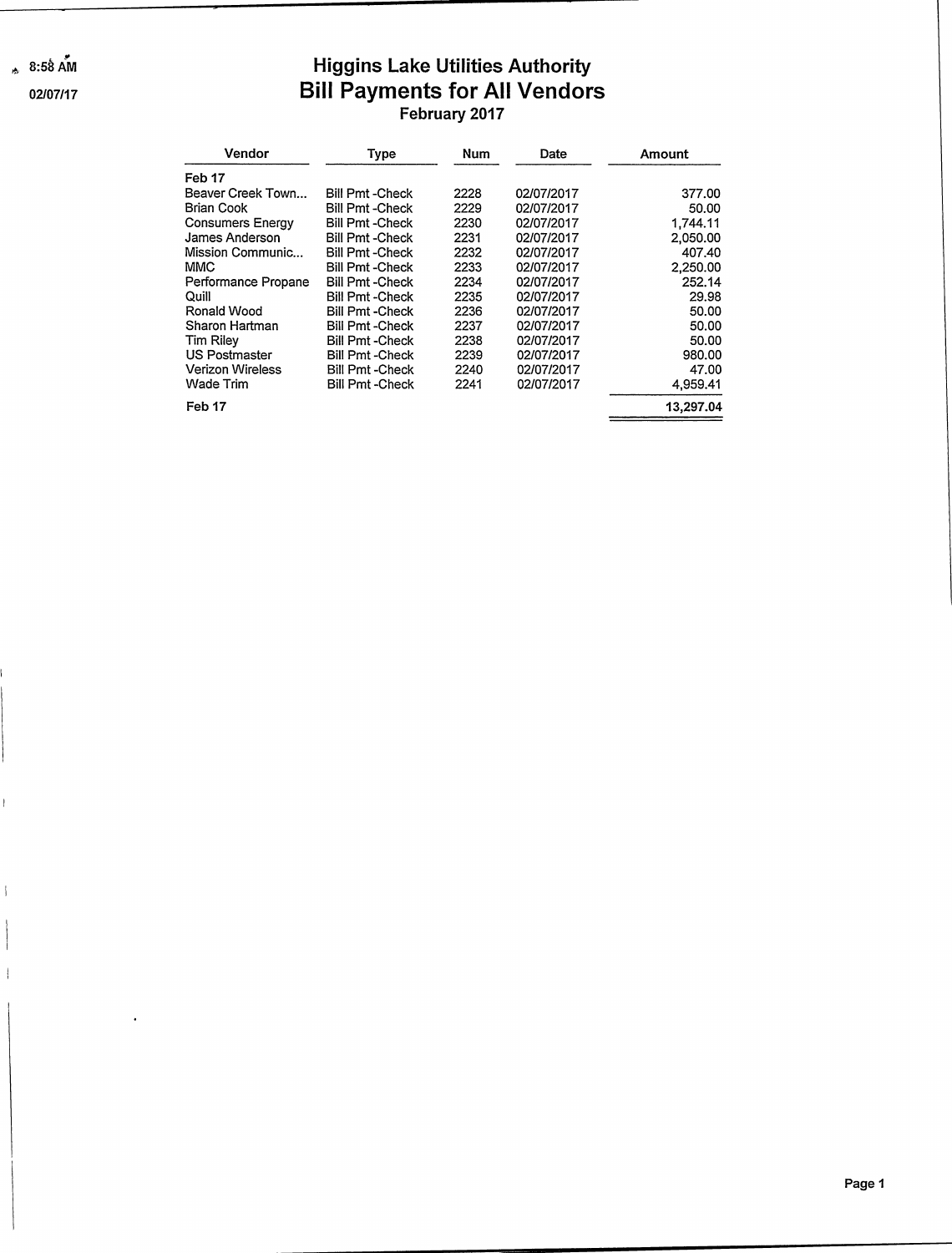8:58 AM

02/07/17

# Higgins Lake Utilities Authority
## Bill Payments for All Vendors
### February 2017

| Vendor | Type | Num | Date | Amount |
|---|---|---|---|---|
| Feb 17 | | | | |
| Beaver Creek Town... | Bill Pmt -Check | 2228 | 02/07/2017 | 377.00 |
| Brian Cook | Bill Pmt -Check | 2229 | 02/07/2017 | 50.00 |
| Consumers Energy | Bill Pmt -Check | 2230 | 02/07/2017 | 1,744.11 |
| James Anderson | Bill Pmt -Check | 2231 | 02/07/2017 | 2,050.00 |
| Mission Communic... | Bill Pmt -Check | 2232 | 02/07/2017 | 407.40 |
| MMC | Bill Pmt -Check | 2233 | 02/07/2017 | 2,250.00 |
| Performance Propane | Bill Pmt -Check | 2234 | 02/07/2017 | 252.14 |
| Quill | Bill Pmt -Check | 2235 | 02/07/2017 | 29.98 |
| Ronald Wood | Bill Pmt -Check | 2236 | 02/07/2017 | 50.00 |
| Sharon Hartman | Bill Pmt -Check | 2237 | 02/07/2017 | 50.00 |
| Tim Riley | Bill Pmt -Check | 2238 | 02/07/2017 | 50.00 |
| US Postmaster | Bill Pmt -Check | 2239 | 02/07/2017 | 980.00 |
| Verizon Wireless | Bill Pmt -Check | 2240 | 02/07/2017 | 47.00 |
| Wade Trim | Bill Pmt -Check | 2241 | 02/07/2017 | 4,959.41 |
| **Feb 17** | | | | **13,297.04** |